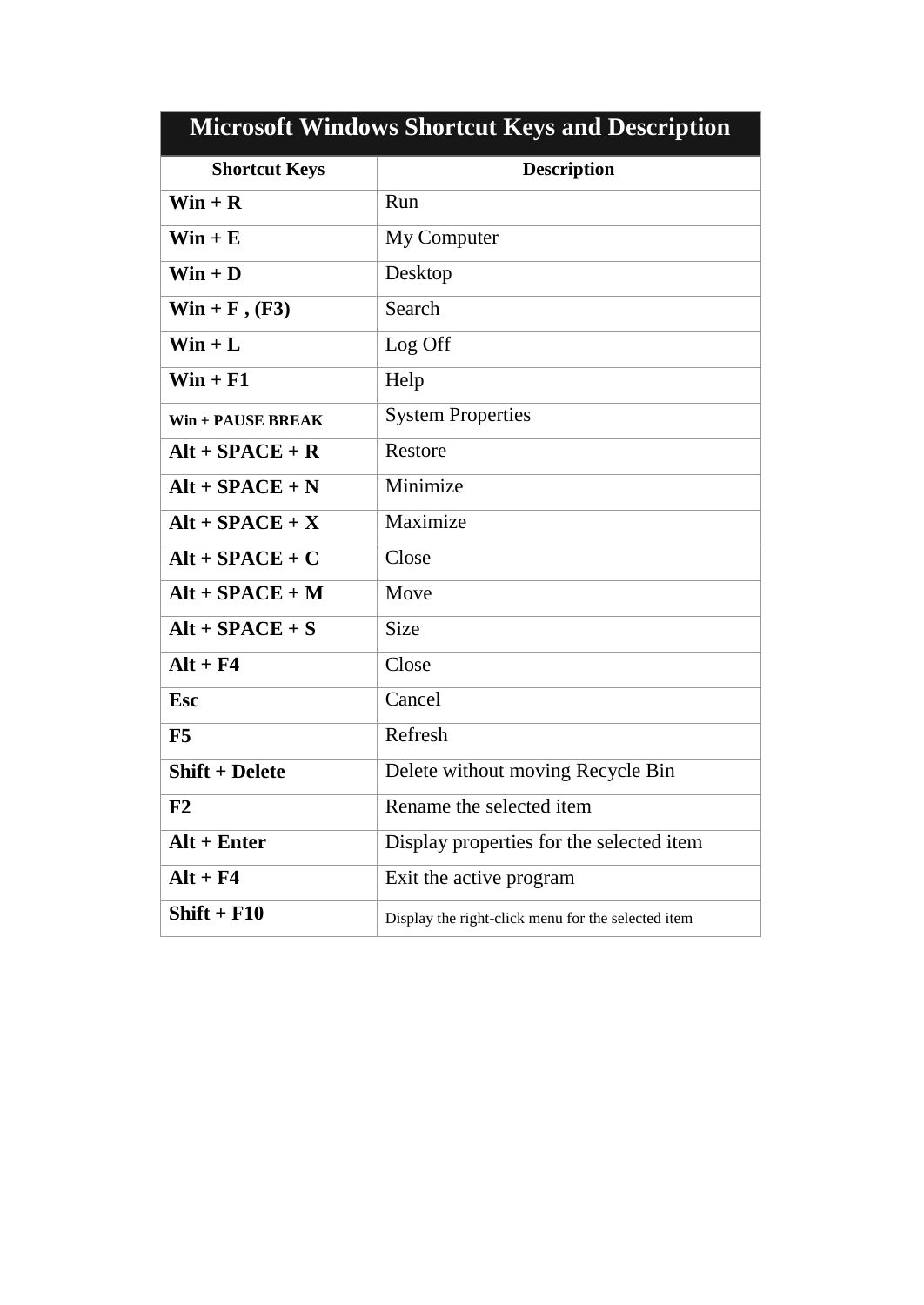| Microsoft Windows Shortcut Keys and Description | |
|---|---|
| **Shortcut Keys** | **Description** |
| **Win + R** | Run |
| **Win + E** | My Computer |
| **Win + D** | Desktop |
| **Win + F , (F3)** | Search |
| **Win + L** | Log Off |
| **Win + F1** | Help |
| **Win + PAUSE BREAK** | System Properties |
| **Alt + SPACE + R** | Restore |
| **Alt + SPACE + N** | Minimize |
| **Alt + SPACE + X** | Maximize |
| **Alt + SPACE + C** | Close |
| **Alt + SPACE + M** | Move |
| **Alt + SPACE + S** | Size |
| **Alt + F4** | Close |
| **Esc** | Cancel |
| **F5** | Refresh |
| **Shift + Delete** | Delete without moving Recycle Bin |
| **F2** | Rename the selected item |
| **Alt + Enter** | Display properties for the selected item |
| **Alt + F4** | Exit the active program |
| **Shift + F10** | Display the right-click menu for the selected item |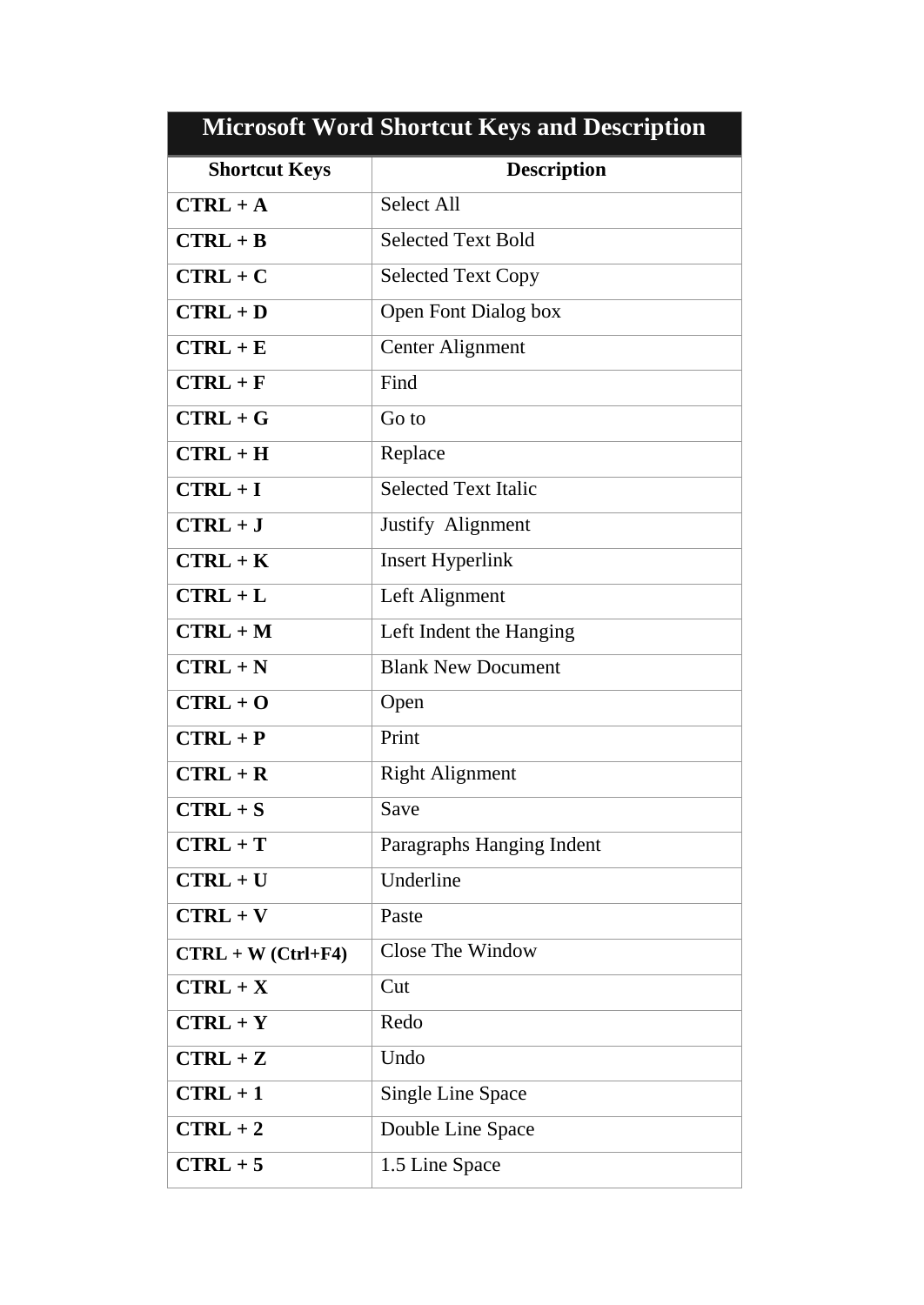| Microsoft Word Shortcut Keys and Description | |
|---|---|
| **Shortcut Keys** | **Description** |
| **CTRL + A** | Select All |
| **CTRL + B** | Selected Text Bold |
| **CTRL + C** | Selected Text Copy |
| **CTRL + D** | Open Font Dialog box |
| **CTRL + E** | Center Alignment |
| **CTRL + F** | Find |
| **CTRL + G** | Go to |
| **CTRL + H** | Replace |
| **CTRL + I** | Selected Text Italic |
| **CTRL + J** | Justify Alignment |
| **CTRL + K** | Insert Hyperlink |
| **CTRL + L** | Left Alignment |
| **CTRL + M** | Left Indent the Hanging |
| **CTRL + N** | Blank New Document |
| **CTRL + O** | Open |
| **CTRL + P** | Print |
| **CTRL + R** | Right Alignment |
| **CTRL + S** | Save |
| **CTRL + T** | Paragraphs Hanging Indent |
| **CTRL + U** | Underline |
| **CTRL + V** | Paste |
| **CTRL + W (Ctrl+F4)** | Close The Window |
| **CTRL + X** | Cut |
| **CTRL + Y** | Redo |
| **CTRL + Z** | Undo |
| **CTRL + 1** | Single Line Space |
| **CTRL + 2** | Double Line Space |
| **CTRL + 5** | 1.5 Line Space |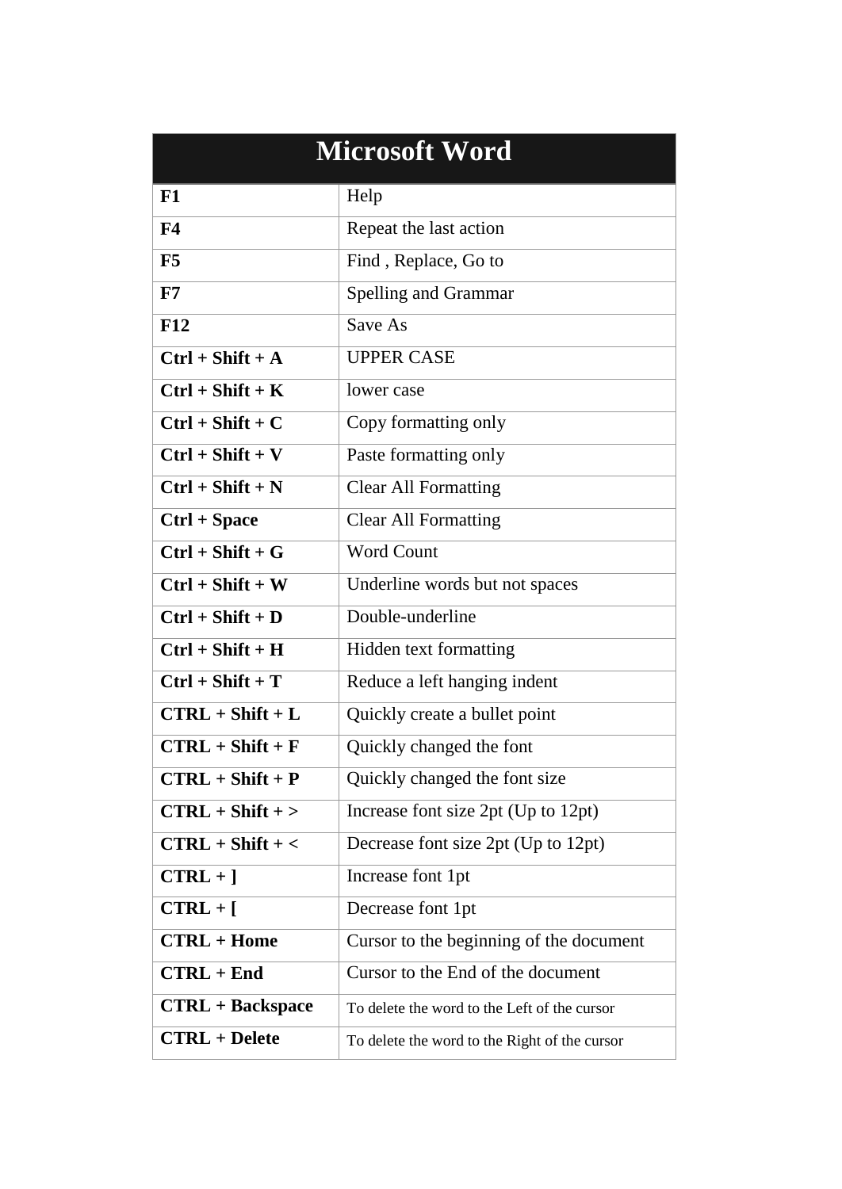| Microsoft Word | |
|---|---|
| **F1** | Help |
| **F4** | Repeat the last action |
| **F5** | Find , Replace, Go to |
| **F7** | Spelling and Grammar |
| **F12** | Save As |
| **Ctrl + Shift + A** | UPPER CASE |
| **Ctrl + Shift + K** | lower case |
| **Ctrl + Shift + C** | Copy formatting only |
| **Ctrl + Shift + V** | Paste formatting only |
| **Ctrl + Shift + N** | Clear All Formatting |
| **Ctrl + Space** | Clear All Formatting |
| **Ctrl + Shift + G** | Word Count |
| **Ctrl + Shift + W** | Underline words but not spaces |
| **Ctrl + Shift + D** | Double-underline |
| **Ctrl + Shift + H** | Hidden text formatting |
| **Ctrl + Shift + T** | Reduce a left hanging indent |
| **CTRL + Shift + L** | Quickly create a bullet point |
| **CTRL + Shift + F** | Quickly changed the font |
| **CTRL + Shift + P** | Quickly changed the font size |
| **CTRL + Shift + >** | Increase font size 2pt (Up to 12pt) |
| **CTRL + Shift + <** | Decrease font size 2pt (Up to 12pt) |
| **CTRL + ]** | Increase font 1pt |
| **CTRL + [** | Decrease font 1pt |
| **CTRL + Home** | Cursor to the beginning of the document |
| **CTRL + End** | Cursor to the End of the document |
| **CTRL + Backspace** | To delete the word to the Left of the cursor |
| **CTRL + Delete** | To delete the word to the Right of the cursor |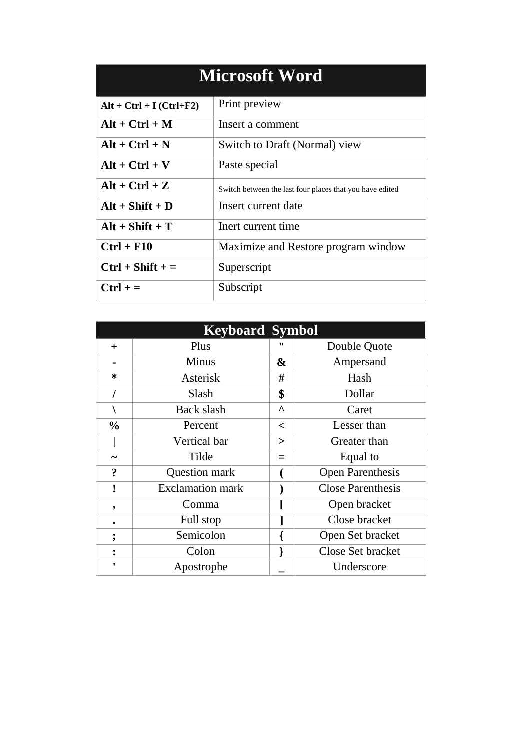| Microsoft Word | |
|---|---|
| **Alt + Ctrl + I (Ctrl+F2)** | Print preview |
| **Alt + Ctrl + M** | Insert a comment |
| **Alt + Ctrl + N** | Switch to Draft (Normal) view |
| **Alt + Ctrl + V** | Paste special |
| **Alt + Ctrl + Z** | Switch between the last four places that you have edited |
| **Alt + Shift + D** | Insert current date |
| **Alt + Shift + T** | Inert current time |
| **Ctrl + F10** | Maximize and Restore program window |
| **Ctrl + Shift + =** | Superscript |
| **Ctrl + =** | Subscript |

| Keyboard Symbol | | | |
|---|---|---|---|
| **+** | Plus | **"** | Double Quote |
| **-** | Minus | **&** | Ampersand |
| **\*** | Asterisk | **#** | Hash |
| **/** | Slash | **$** | Dollar |
| **\\** | Back slash | **^** | Caret |
| **%** | Percent | **<** | Lesser than |
| **\|** | Vertical bar | **>** | Greater than |
| **~** | Tilde | **=** | Equal to |
| **?** | Question mark | **(** | Open Parenthesis |
| **!** | Exclamation mark | **)** | Close Parenthesis |
| **,** | Comma | **[** | Open bracket |
| **.** | Full stop | **]** | Close bracket |
| **;** | Semicolon | **{** | Open Set bracket |
| **:** | Colon | **}** | Close Set bracket |
| **'** | Apostrophe | **_** | Underscore |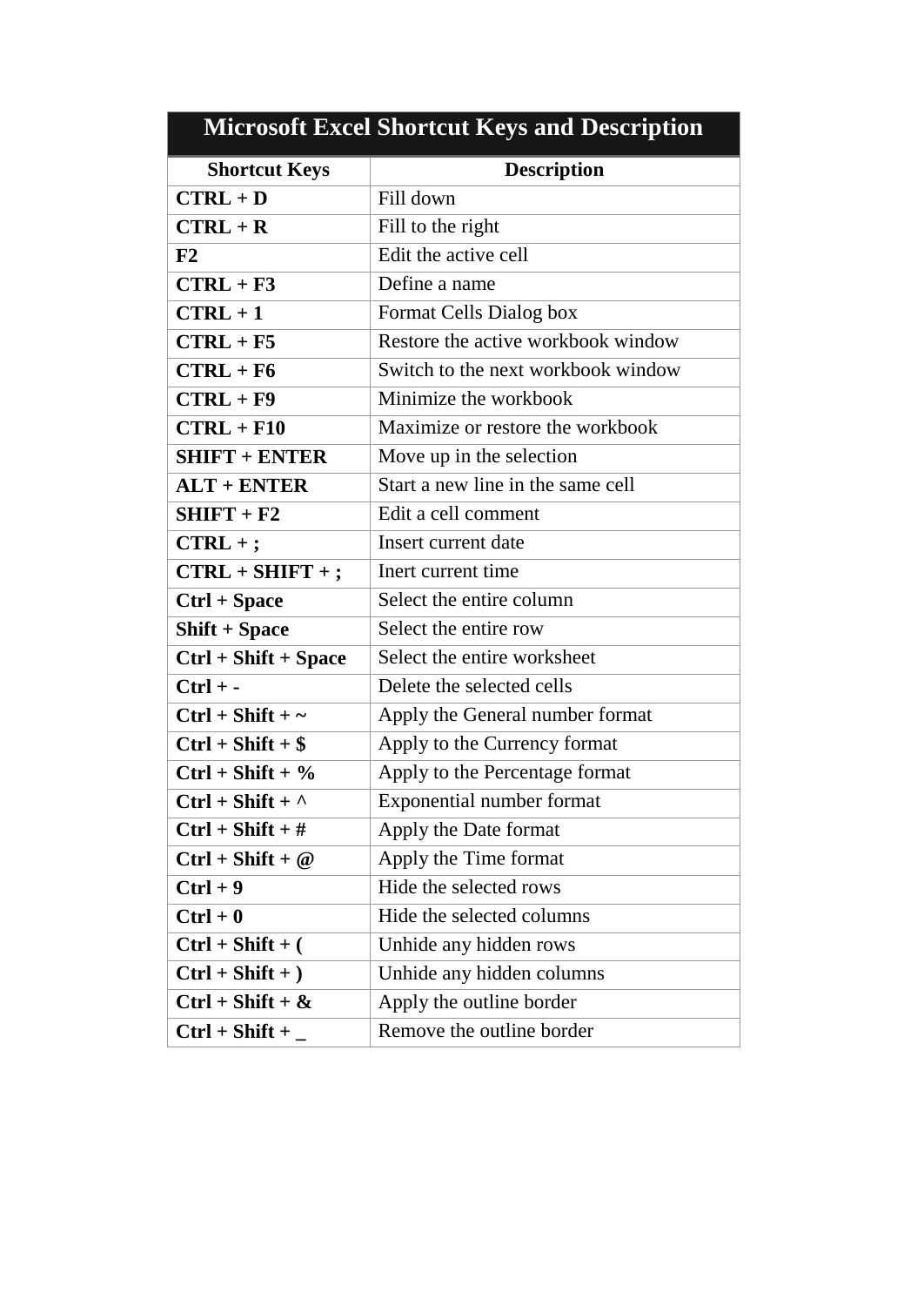| Microsoft Excel Shortcut Keys and Description | |
|---|---|
| **Shortcut Keys** | **Description** |
| **CTRL + D** | Fill down |
| **CTRL + R** | Fill to the right |
| **F2** | Edit the active cell |
| **CTRL + F3** | Define a name |
| **CTRL + 1** | Format Cells Dialog box |
| **CTRL + F5** | Restore the active workbook window |
| **CTRL + F6** | Switch to the next workbook window |
| **CTRL + F9** | Minimize the workbook |
| **CTRL + F10** | Maximize or restore the workbook |
| **SHIFT + ENTER** | Move up in the selection |
| **ALT + ENTER** | Start a new line in the same cell |
| **SHIFT + F2** | Edit a cell comment |
| **CTRL + ;** | Insert current date |
| **CTRL + SHIFT + ;** | Inert current time |
| **Ctrl + Space** | Select the entire column |
| **Shift + Space** | Select the entire row |
| **Ctrl + Shift + Space** | Select the entire worksheet |
| **Ctrl + -** | Delete the selected cells |
| **Ctrl + Shift + ~** | Apply the General number format |
| **Ctrl + Shift + $** | Apply to the Currency format |
| **Ctrl + Shift + %** | Apply to the Percentage format |
| **Ctrl + Shift + ^** | Exponential number format |
| **Ctrl + Shift + #** | Apply the Date format |
| **Ctrl + Shift + @** | Apply the Time format |
| **Ctrl + 9** | Hide the selected rows |
| **Ctrl + 0** | Hide the selected columns |
| **Ctrl + Shift + (** | Unhide any hidden rows |
| **Ctrl + Shift + )** | Unhide any hidden columns |
| **Ctrl + Shift + &** | Apply the outline border |
| **Ctrl + Shift + _** | Remove the outline border |